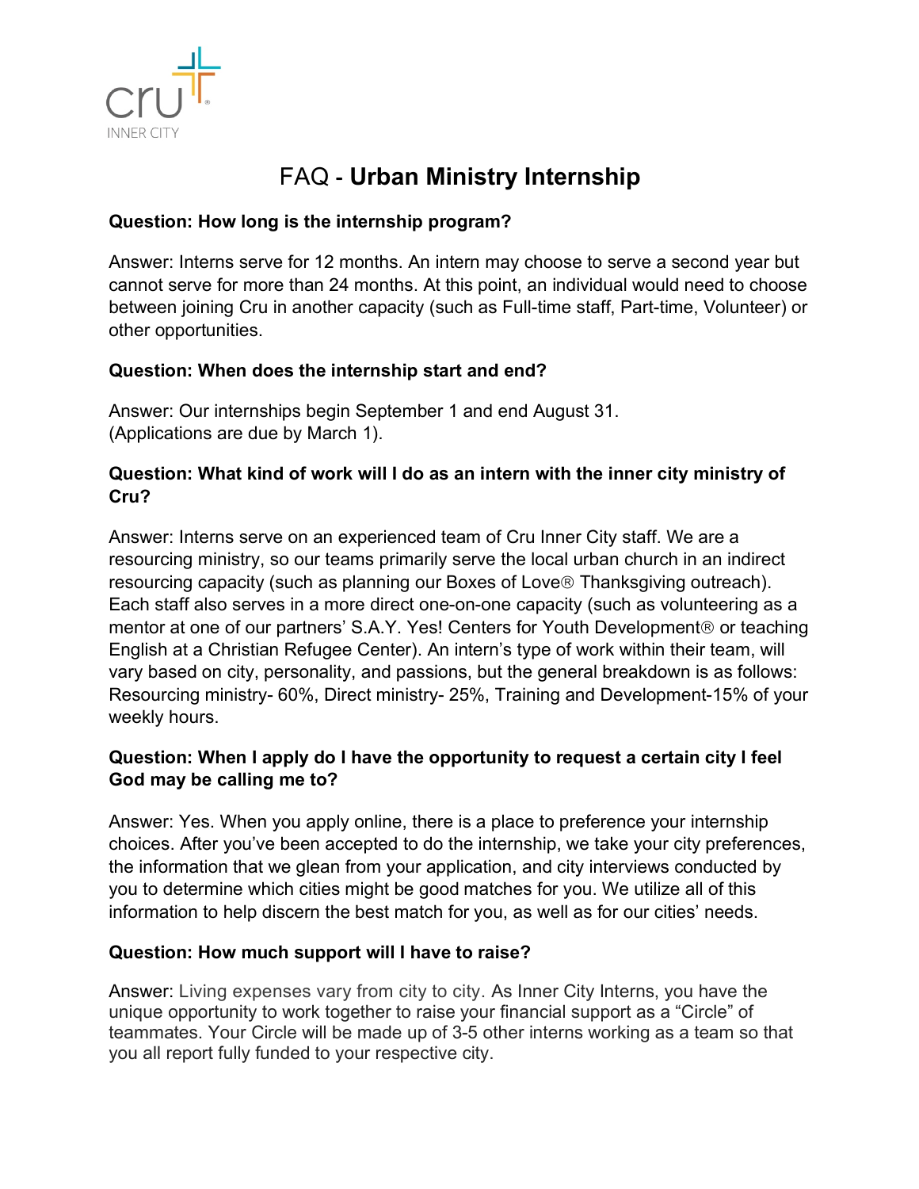Cru INNER CITY

# FAQ - **Urban Ministry Internship**

**Question: How long is the internship program?**

Answer: Interns serve for 12 months. An intern may choose to serve a second year but cannot serve for more than 24 months. At this point, an individual would need to choose between joining Cru in another capacity (such as Full-time staff, Part-time, Volunteer) or other opportunities.

**Question: When does the internship start and end?**

Answer: Our internships begin September 1 and end August 31.
(Applications are due by March 1).

**Question: What kind of work will I do as an intern with the inner city ministry of Cru?**

Answer: Interns serve on an experienced team of Cru Inner City staff. We are a resourcing ministry, so our teams primarily serve the local urban church in an indirect resourcing capacity (such as planning our Boxes of Love® Thanksgiving outreach). Each staff also serves in a more direct one-on-one capacity (such as volunteering as a mentor at one of our partners' S.A.Y. Yes! Centers for Youth Development® or teaching English at a Christian Refugee Center). An intern's type of work within their team, will vary based on city, personality, and passions, but the general breakdown is as follows: Resourcing ministry- 60%, Direct ministry- 25%, Training and Development-15% of your weekly hours.

**Question: When I apply do I have the opportunity to request a certain city I feel God may be calling me to?**

Answer: Yes. When you apply online, there is a place to preference your internship choices. After you've been accepted to do the internship, we take your city preferences, the information that we glean from your application, and city interviews conducted by you to determine which cities might be good matches for you. We utilize all of this information to help discern the best match for you, as well as for our cities' needs.

**Question: How much support will I have to raise?**

Answer: Living expenses vary from city to city. As Inner City Interns, you have the unique opportunity to work together to raise your financial support as a "Circle" of teammates. Your Circle will be made up of 3-5 other interns working as a team so that you all report fully funded to your respective city.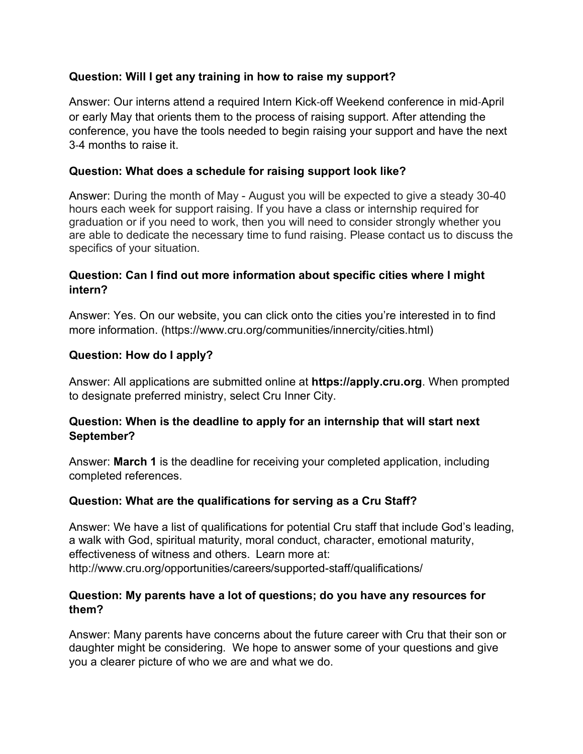**Question: Will I get any training in how to raise my support?**

Answer: Our interns attend a required Intern Kick-off Weekend conference in mid-April or early May that orients them to the process of raising support. After attending the conference, you have the tools needed to begin raising your support and have the next 3-4 months to raise it.

**Question: What does a schedule for raising support look like?**

Answer: During the month of May - August you will be expected to give a steady 30-40 hours each week for support raising. If you have a class or internship required for graduation or if you need to work, then you will need to consider strongly whether you are able to dedicate the necessary time to fund raising. Please contact us to discuss the specifics of your situation.

**Question: Can I find out more information about specific cities where I might intern?**

Answer: Yes. On our website, you can click onto the cities you're interested in to find more information. (https://www.cru.org/communities/innercity/cities.html)

**Question: How do I apply?**

Answer: All applications are submitted online at **https://apply.cru.org**. When prompted to designate preferred ministry, select Cru Inner City.

**Question: When is the deadline to apply for an internship that will start next September?**

Answer: **March 1** is the deadline for receiving your completed application, including completed references.

**Question: What are the qualifications for serving as a Cru Staff?**

Answer: We have a list of qualifications for potential Cru staff that include God's leading, a walk with God, spiritual maturity, moral conduct, character, emotional maturity, effectiveness of witness and others. Learn more at: http://www.cru.org/opportunities/careers/supported-staff/qualifications/

**Question: My parents have a lot of questions; do you have any resources for them?**

Answer: Many parents have concerns about the future career with Cru that their son or daughter might be considering. We hope to answer some of your questions and give you a clearer picture of who we are and what we do.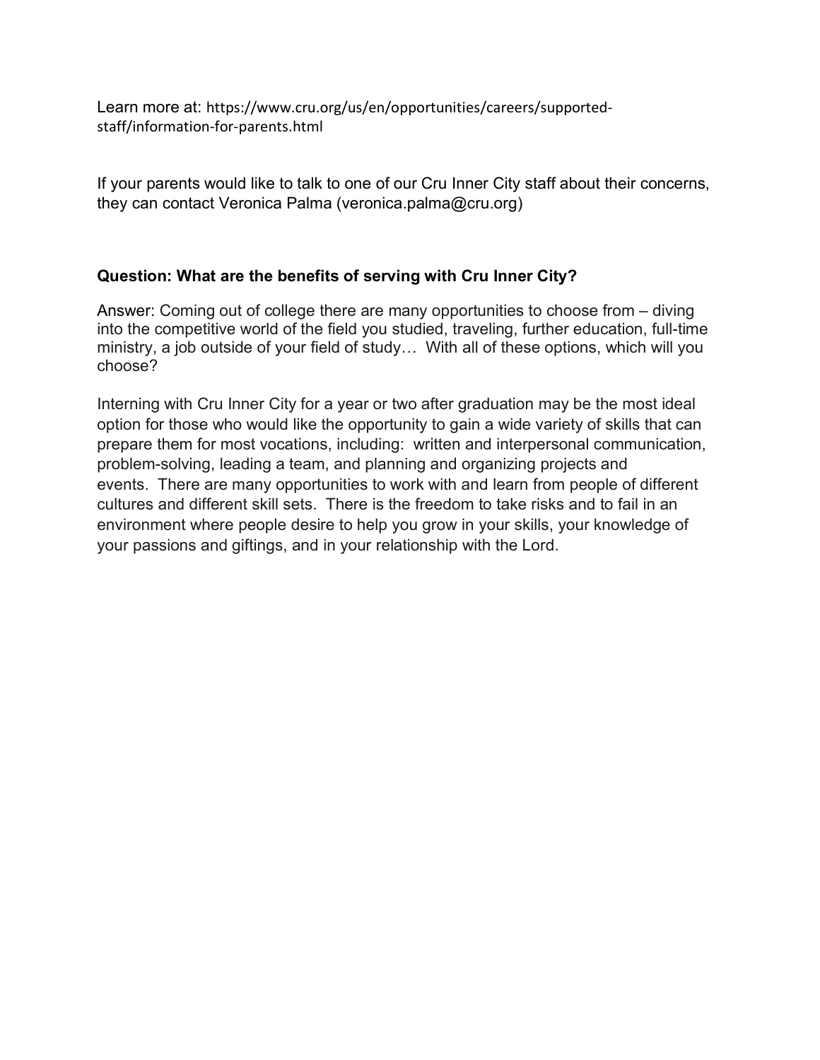Learn more at: https://www.cru.org/us/en/opportunities/careers/supported-staff/information-for-parents.html

If your parents would like to talk to one of our Cru Inner City staff about their concerns, they can contact Veronica Palma (veronica.palma@cru.org)

**Question: What are the benefits of serving with Cru Inner City?**

Answer: Coming out of college there are many opportunities to choose from – diving into the competitive world of the field you studied, traveling, further education, full-time ministry, a job outside of your field of study… With all of these options, which will you choose?

Interning with Cru Inner City for a year or two after graduation may be the most ideal option for those who would like the opportunity to gain a wide variety of skills that can prepare them for most vocations, including: written and interpersonal communication, problem-solving, leading a team, and planning and organizing projects and events. There are many opportunities to work with and learn from people of different cultures and different skill sets. There is the freedom to take risks and to fail in an environment where people desire to help you grow in your skills, your knowledge of your passions and giftings, and in your relationship with the Lord.